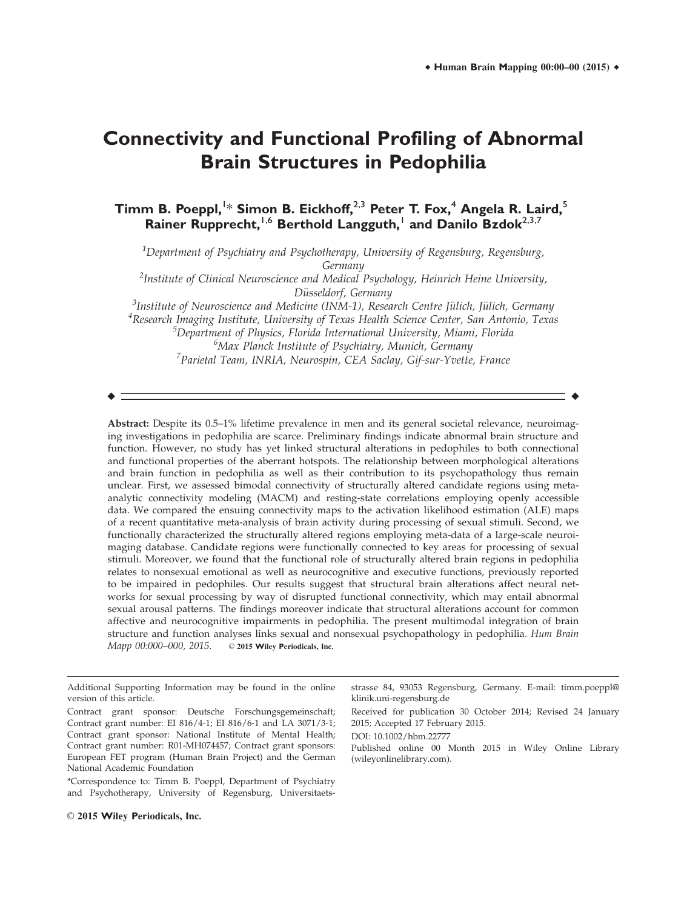# Connectivity and Functional Profiling of Abnormal Brain Structures in Pedophilia

**Timm B. Poeppl,[1]* Simon B. Eickhoff,[2,3] Peter T. Fox,[4] Angela R. Laird,[5] Rainer Rupprecht,[1,6] Berthold Langguth,[1] and Danilo Bzdok[2,3,7]**

[1]*Department of Psychiatry and Psychotherapy, University of Regensburg, Regensburg, Germany*
[2]*Institute of Clinical Neuroscience and Medical Psychology, Heinrich Heine University, Düsseldorf, Germany*
[3]*Institute of Neuroscience and Medicine (INM-1), Research Centre Jülich, Jülich, Germany*
[4]*Research Imaging Institute, University of Texas Health Science Center, San Antonio, Texas*
[5]*Department of Physics, Florida International University, Miami, Florida*
[6]*Max Planck Institute of Psychiatry, Munich, Germany*
[7]*Parietal Team, INRIA, Neurospin, CEA Saclay, Gif-sur-Yvette, France*

---

**Abstract:** Despite its 0.5–1% lifetime prevalence in men and its general societal relevance, neuroimaging investigations in pedophilia are scarce. Preliminary findings indicate abnormal brain structure and function. However, no study has yet linked structural alterations in pedophiles to both connectional and functional properties of the aberrant hotspots. The relationship between morphological alterations and brain function in pedophilia as well as their contribution to its psychopathology thus remain unclear. First, we assessed bimodal connectivity of structurally altered candidate regions using meta-analytic connectivity modeling (MACM) and resting-state correlations employing openly accessible data. We compared the ensuing connectivity maps to the activation likelihood estimation (ALE) maps of a recent quantitative meta-analysis of brain activity during processing of sexual stimuli. Second, we functionally characterized the structurally altered regions employing meta-data of a large-scale neuroimaging database. Candidate regions were functionally connected to key areas for processing of sexual stimuli. Moreover, we found that the functional role of structurally altered brain regions in pedophilia relates to nonsexual emotional as well as neurocognitive and executive functions, previously reported to be impaired in pedophiles. Our results suggest that structural brain alterations affect neural networks for sexual processing by way of disrupted functional connectivity, which may entail abnormal sexual arousal patterns. The findings moreover indicate that structural alterations account for common affective and neurocognitive impairments in pedophilia. The present multimodal integration of brain structure and function analyses links sexual and nonsexual psychopathology in pedophilia. *Hum Brain Mapp 00:000–000, 2015.* © **2015 Wiley Periodicals, Inc.**

---

Additional Supporting Information may be found in the online version of this article.

Contract grant sponsor: Deutsche Forschungsgemeinschaft; Contract grant number: EI 816/4-1; EI 816/6-1 and LA 3071/3-1; Contract grant sponsor: National Institute of Mental Health; Contract grant number: R01-MH074457; Contract grant sponsors: European FET program (Human Brain Project) and the German National Academic Foundation

*Correspondence to: Timm B. Poeppl, Department of Psychiatry and Psychotherapy, University of Regensburg, Universitaetsstrasse 84, 93053 Regensburg, Germany. E-mail: timm.poeppl@klinik.uni-regensburg.de

Received for publication 30 October 2014; Revised 24 January 2015; Accepted 17 February 2015.

DOI: 10.1002/hbm.22777

Published online 00 Month 2015 in Wiley Online Library (wileyonlinelibrary.com).

© 2015 Wiley Periodicals, Inc.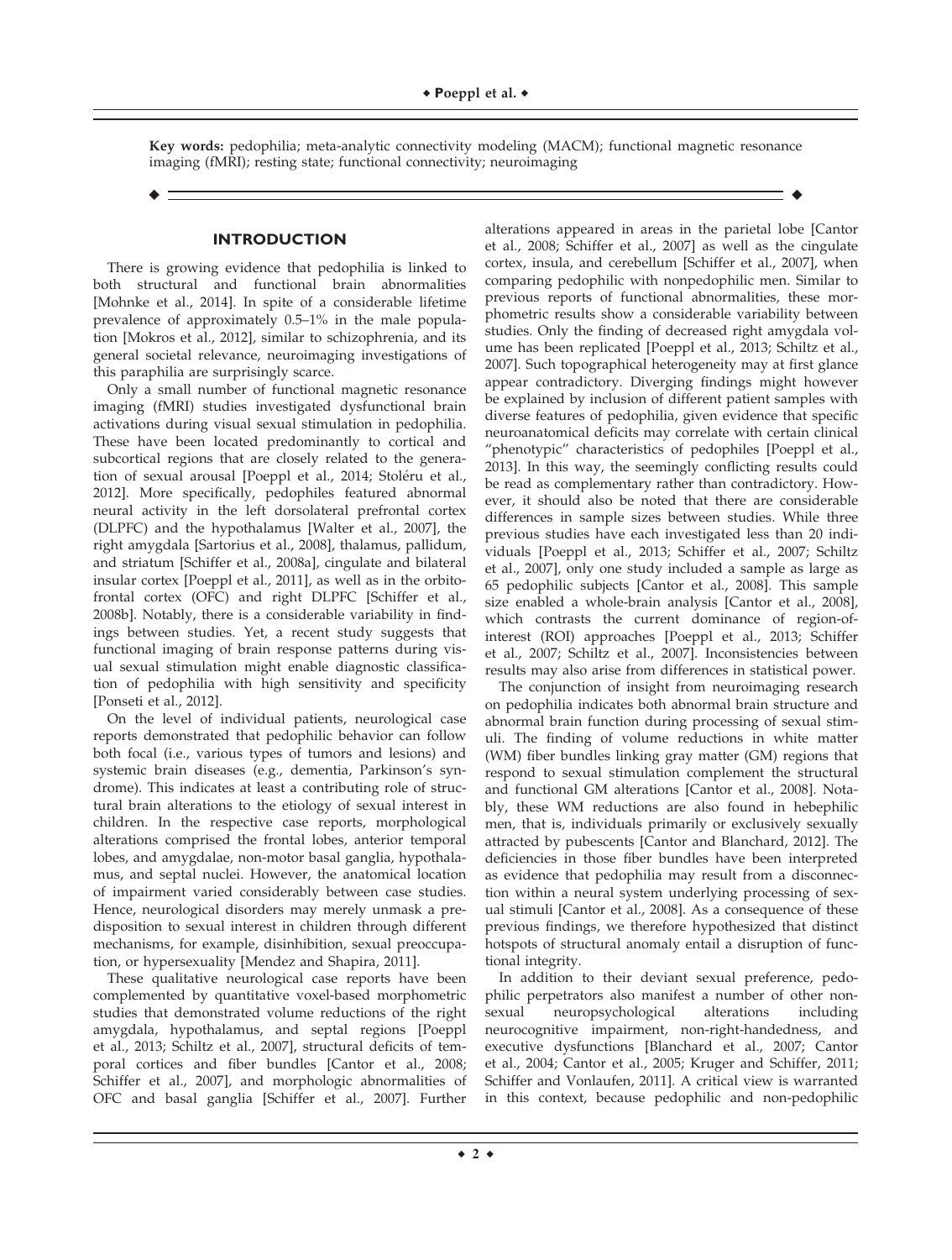**Key words:** pedophilia; meta-analytic connectivity modeling (MACM); functional magnetic resonance imaging (fMRI); resting state; functional connectivity; neuroimaging

## INTRODUCTION

There is growing evidence that pedophilia is linked to both structural and functional brain abnormalities [Mohnke et al., 2014]. In spite of a considerable lifetime prevalence of approximately 0.5–1% in the male population [Mokros et al., 2012], similar to schizophrenia, and its general societal relevance, neuroimaging investigations of this paraphilia are surprisingly scarce.

Only a small number of functional magnetic resonance imaging (fMRI) studies investigated dysfunctional brain activations during visual sexual stimulation in pedophilia. These have been located predominantly to cortical and subcortical regions that are closely related to the generation of sexual arousal [Poeppl et al., 2014; Stoléru et al., 2012]. More specifically, pedophiles featured abnormal neural activity in the left dorsolateral prefrontal cortex (DLPFC) and the hypothalamus [Walter et al., 2007], the right amygdala [Sartorius et al., 2008], thalamus, pallidum, and striatum [Schiffer et al., 2008a], cingulate and bilateral insular cortex [Poeppl et al., 2011], as well as in the orbitofrontal cortex (OFC) and right DLPFC [Schiffer et al., 2008b]. Notably, there is a considerable variability in findings between studies. Yet, a recent study suggests that functional imaging of brain response patterns during visual sexual stimulation might enable diagnostic classification of pedophilia with high sensitivity and specificity [Ponseti et al., 2012].

On the level of individual patients, neurological case reports demonstrated that pedophilic behavior can follow both focal (i.e., various types of tumors and lesions) and systemic brain diseases (e.g., dementia, Parkinson's syndrome). This indicates at least a contributing role of structural brain alterations to the etiology of sexual interest in children. In the respective case reports, morphological alterations comprised the frontal lobes, anterior temporal lobes, and amygdalae, non-motor basal ganglia, hypothalamus, and septal nuclei. However, the anatomical location of impairment varied considerably between case studies. Hence, neurological disorders may merely unmask a predisposition to sexual interest in children through different mechanisms, for example, disinhibition, sexual preoccupation, or hypersexuality [Mendez and Shapira, 2011].

These qualitative neurological case reports have been complemented by quantitative voxel-based morphometric studies that demonstrated volume reductions of the right amygdala, hypothalamus, and septal regions [Poeppl et al., 2013; Schiltz et al., 2007], structural deficits of temporal cortices and fiber bundles [Cantor et al., 2008; Schiffer et al., 2007], and morphologic abnormalities of OFC and basal ganglia [Schiffer et al., 2007]. Further alterations appeared in areas in the parietal lobe [Cantor et al., 2008; Schiffer et al., 2007] as well as the cingulate cortex, insula, and cerebellum [Schiffer et al., 2007], when comparing pedophilic with nonpedophilic men. Similar to previous reports of functional abnormalities, these morphometric results show a considerable variability between studies. Only the finding of decreased right amygdala volume has been replicated [Poeppl et al., 2013; Schiltz et al., 2007]. Such topographical heterogeneity may at first glance appear contradictory. Diverging findings might however be explained by inclusion of different patient samples with diverse features of pedophilia, given evidence that specific neuroanatomical deficits may correlate with certain clinical "phenotypic" characteristics of pedophiles [Poeppl et al., 2013]. In this way, the seemingly conflicting results could be read as complementary rather than contradictory. However, it should also be noted that there are considerable differences in sample sizes between studies. While three previous studies have each investigated less than 20 individuals [Poeppl et al., 2013; Schiffer et al., 2007; Schiltz et al., 2007], only one study included a sample as large as 65 pedophilic subjects [Cantor et al., 2008]. This sample size enabled a whole-brain analysis [Cantor et al., 2008], which contrasts the current dominance of region-of-interest (ROI) approaches [Poeppl et al., 2013; Schiffer et al., 2007; Schiltz et al., 2007]. Inconsistencies between results may also arise from differences in statistical power.

The conjunction of insight from neuroimaging research on pedophilia indicates both abnormal brain structure and abnormal brain function during processing of sexual stimuli. The finding of volume reductions in white matter (WM) fiber bundles linking gray matter (GM) regions that respond to sexual stimulation complement the structural and functional GM alterations [Cantor et al., 2008]. Notably, these WM reductions are also found in hebephilic men, that is, individuals primarily or exclusively sexually attracted by pubescents [Cantor and Blanchard, 2012]. The deficiencies in those fiber bundles have been interpreted as evidence that pedophilia may result from a disconnection within a neural system underlying processing of sexual stimuli [Cantor et al., 2008]. As a consequence of these previous findings, we therefore hypothesized that distinct hotspots of structural anomaly entail a disruption of functional integrity.

In addition to their deviant sexual preference, pedophilic perpetrators also manifest a number of other nonsexual neuropsychological alterations including neurocognitive impairment, non-right-handedness, and executive dysfunctions [Blanchard et al., 2007; Cantor et al., 2004; Cantor et al., 2005; Kruger and Schiffer, 2011; Schiffer and Vonlaufen, 2011]. A critical view is warranted in this context, because pedophilic and non-pedophilic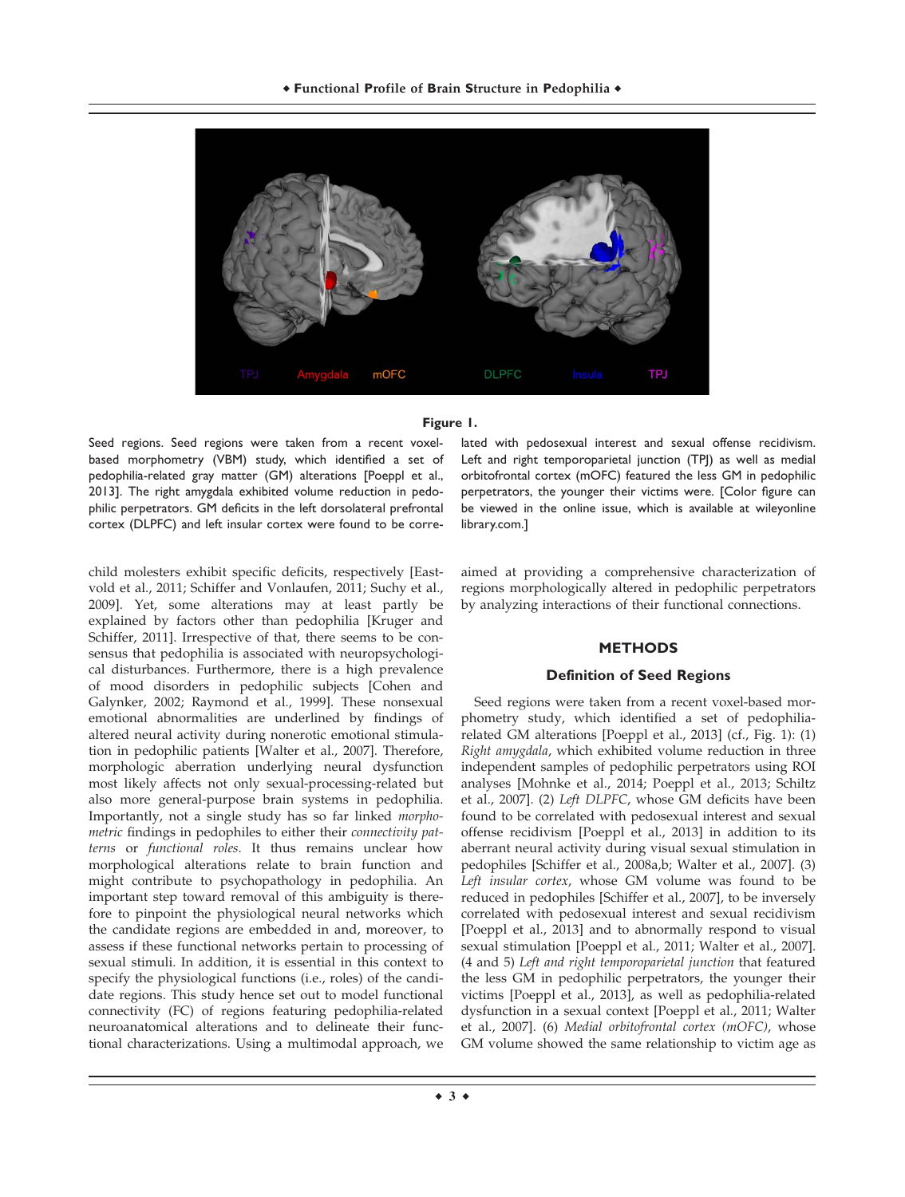**Figure 1.**

Seed regions. Seed regions were taken from a recent voxel-based morphometry (VBM) study, which identified a set of pedophilia-related gray matter (GM) alterations [Poeppl et al., 2013]. The right amygdala exhibited volume reduction in pedophilic perpetrators. GM deficits in the left dorsolateral prefrontal cortex (DLPFC) and left insular cortex were found to be correlated with pedosexual interest and sexual offense recidivism. Left and right temporoparietal junction (TPJ) as well as medial orbitofrontal cortex (mOFC) featured the less GM in pedophilic perpetrators, the younger their victims were. [Color figure can be viewed in the online issue, which is available at wileyonline library.com.]

child molesters exhibit specific deficits, respectively [Eastvold et al., 2011; Schiffer and Vonlaufen, 2011; Suchy et al., 2009]. Yet, some alterations may at least partly be explained by factors other than pedophilia [Kruger and Schiffer, 2011]. Irrespective of that, there seems to be consensus that pedophilia is associated with neuropsychological disturbances. Furthermore, there is a high prevalence of mood disorders in pedophilic subjects [Cohen and Galynker, 2002; Raymond et al., 1999]. These nonsexual emotional abnormalities are underlined by findings of altered neural activity during nonerotic emotional stimulation in pedophilic patients [Walter et al., 2007]. Therefore, morphologic aberration underlying neural dysfunction most likely affects not only sexual-processing-related but also more general-purpose brain systems in pedophilia. Importantly, not a single study has so far linked *morphometric* findings in pedophiles to either their *connectivity patterns* or *functional roles*. It thus remains unclear how morphological alterations relate to brain function and might contribute to psychopathology in pedophilia. An important step toward removal of this ambiguity is therefore to pinpoint the physiological neural networks which the candidate regions are embedded in and, moreover, to assess if these functional networks pertain to processing of sexual stimuli. In addition, it is essential in this context to specify the physiological functions (i.e., roles) of the candidate regions. This study hence set out to model functional connectivity (FC) of regions featuring pedophilia-related neuroanatomical alterations and to delineate their functional characterizations. Using a multimodal approach, we aimed at providing a comprehensive characterization of regions morphologically altered in pedophilic perpetrators by analyzing interactions of their functional connections.

## METHODS

### Definition of Seed Regions

Seed regions were taken from a recent voxel-based morphometry study, which identified a set of pedophilia-related GM alterations [Poeppl et al., 2013] (cf., Fig. 1): (1) *Right amygdala*, which exhibited volume reduction in three independent samples of pedophilic perpetrators using ROI analyses [Mohnke et al., 2014; Poeppl et al., 2013; Schiltz et al., 2007]. (2) *Left DLPFC*, whose GM deficits have been found to be correlated with pedosexual interest and sexual offense recidivism [Poeppl et al., 2013] in addition to its aberrant neural activity during visual sexual stimulation in pedophiles [Schiffer et al., 2008a,b; Walter et al., 2007]. (3) *Left insular cortex*, whose GM volume was found to be reduced in pedophiles [Schiffer et al., 2007], to be inversely correlated with pedosexual interest and sexual recidivism [Poeppl et al., 2013] and to abnormally respond to visual sexual stimulation [Poeppl et al., 2011; Walter et al., 2007]. (4 and 5) *Left and right temporoparietal junction* that featured the less GM in pedophilic perpetrators, the younger their victims [Poeppl et al., 2013], as well as pedophilia-related dysfunction in a sexual context [Poeppl et al., 2011; Walter et al., 2007]. (6) *Medial orbitofrontal cortex (mOFC)*, whose GM volume showed the same relationship to victim age as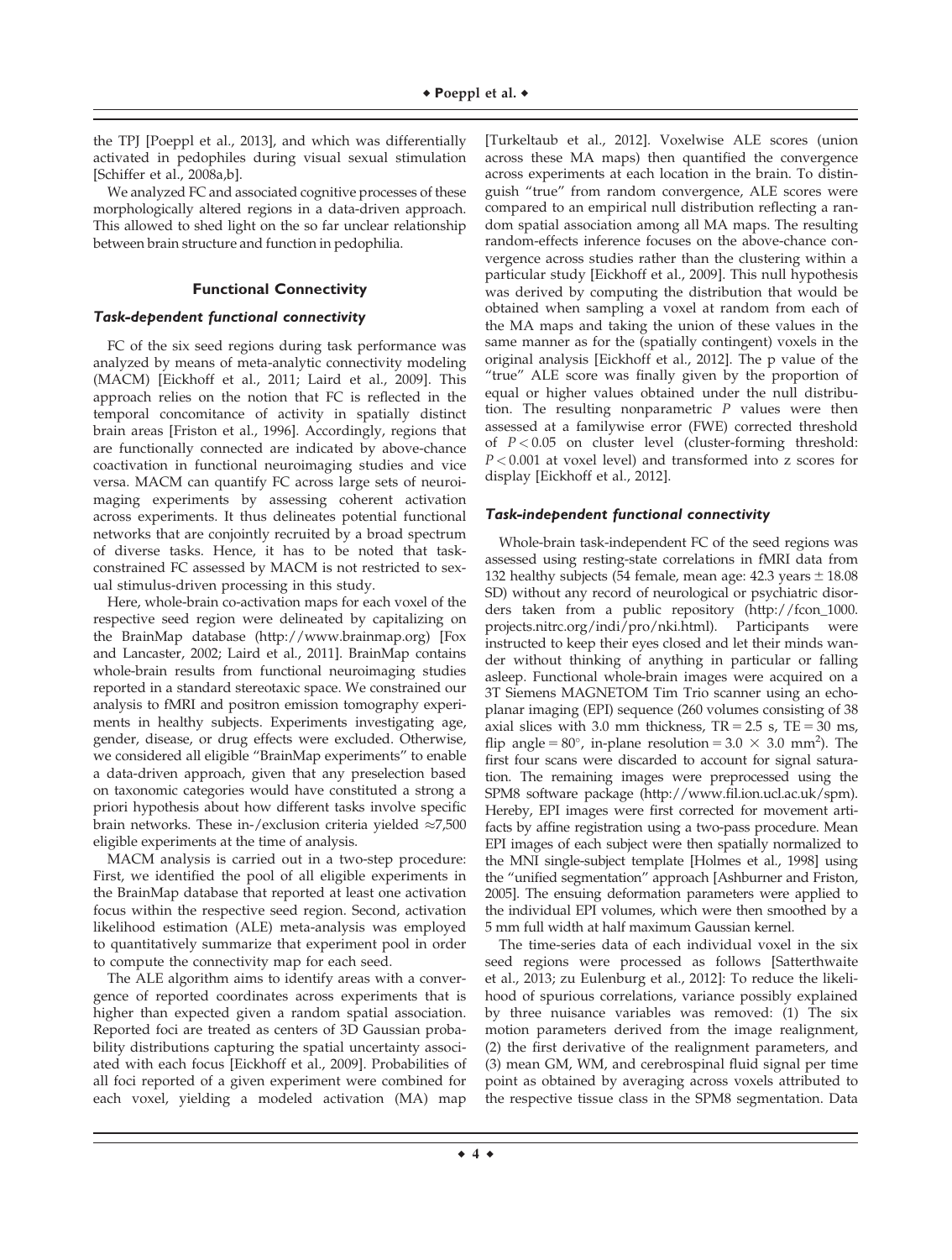the TPJ [Poeppl et al., 2013], and which was differentially activated in pedophiles during visual sexual stimulation [Schiffer et al., 2008a,b].

We analyzed FC and associated cognitive processes of these morphologically altered regions in a data-driven approach. This allowed to shed light on the so far unclear relationship between brain structure and function in pedophilia.

## Functional Connectivity

### *Task-dependent functional connectivity*

FC of the six seed regions during task performance was analyzed by means of meta-analytic connectivity modeling (MACM) [Eickhoff et al., 2011; Laird et al., 2009]. This approach relies on the notion that FC is reflected in the temporal concomitance of activity in spatially distinct brain areas [Friston et al., 1996]. Accordingly, regions that are functionally connected are indicated by above-chance coactivation in functional neuroimaging studies and vice versa. MACM can quantify FC across large sets of neuroimaging experiments by assessing coherent activation across experiments. It thus delineates potential functional networks that are conjointly recruited by a broad spectrum of diverse tasks. Hence, it has to be noted that task-constrained FC assessed by MACM is not restricted to sexual stimulus-driven processing in this study.

Here, whole-brain co-activation maps for each voxel of the respective seed region were delineated by capitalizing on the BrainMap database (http://www.brainmap.org) [Fox and Lancaster, 2002; Laird et al., 2011]. BrainMap contains whole-brain results from functional neuroimaging studies reported in a standard stereotaxic space. We constrained our analysis to fMRI and positron emission tomography experiments in healthy subjects. Experiments investigating age, gender, disease, or drug effects were excluded. Otherwise, we considered all eligible "BrainMap experiments" to enable a data-driven approach, given that any preselection based on taxonomic categories would have constituted a strong a priori hypothesis about how different tasks involve specific brain networks. These in-/exclusion criteria yielded $\approx$7,500 eligible experiments at the time of analysis.

MACM analysis is carried out in a two-step procedure: First, we identified the pool of all eligible experiments in the BrainMap database that reported at least one activation focus within the respective seed region. Second, activation likelihood estimation (ALE) meta-analysis was employed to quantitatively summarize that experiment pool in order to compute the connectivity map for each seed.

The ALE algorithm aims to identify areas with a convergence of reported coordinates across experiments that is higher than expected given a random spatial association. Reported foci are treated as centers of 3D Gaussian probability distributions capturing the spatial uncertainty associated with each focus [Eickhoff et al., 2009]. Probabilities of all foci reported of a given experiment were combined for each voxel, yielding a modeled activation (MA) map [Turkeltaub et al., 2012]. Voxelwise ALE scores (union across these MA maps) then quantified the convergence across experiments at each location in the brain. To distinguish "true" from random convergence, ALE scores were compared to an empirical null distribution reflecting a random spatial association among all MA maps. The resulting random-effects inference focuses on the above-chance convergence across studies rather than the clustering within a particular study [Eickhoff et al., 2009]. This null hypothesis was derived by computing the distribution that would be obtained when sampling a voxel at random from each of the MA maps and taking the union of these values in the same manner as for the (spatially contingent) voxels in the original analysis [Eickhoff et al., 2012]. The p value of the "true" ALE score was finally given by the proportion of equal or higher values obtained under the null distribution. The resulting nonparametric $P$ values were then assessed at a familywise error (FWE) corrected threshold of $P < 0.05$ on cluster level (cluster-forming threshold: $P < 0.001$ at voxel level) and transformed into z scores for display [Eickhoff et al., 2012].

### *Task-independent functional connectivity*

Whole-brain task-independent FC of the seed regions was assessed using resting-state correlations in fMRI data from 132 healthy subjects (54 female, mean age: 42.3 years $\pm$ 18.08 SD) without any record of neurological or psychiatric disorders taken from a public repository (http://fcon_1000.projects.nitrc.org/indi/pro/nki.html). Participants were instructed to keep their eyes closed and let their minds wander without thinking of anything in particular or falling asleep. Functional whole-brain images were acquired on a 3T Siemens MAGNETOM Tim Trio scanner using an echo-planar imaging (EPI) sequence (260 volumes consisting of 38 axial slices with 3.0 mm thickness, TR = 2.5 s, TE = 30 ms, flip angle = 80°, in-plane resolution = 3.0 $\times$ 3.0 mm$^2$). The first four scans were discarded to account for signal saturation. The remaining images were preprocessed using the SPM8 software package (http://www.fil.ion.ucl.ac.uk/spm). Hereby, EPI images were first corrected for movement artifacts by affine registration using a two-pass procedure. Mean EPI images of each subject were then spatially normalized to the MNI single-subject template [Holmes et al., 1998] using the "unified segmentation" approach [Ashburner and Friston, 2005]. The ensuing deformation parameters were applied to the individual EPI volumes, which were then smoothed by a 5 mm full width at half maximum Gaussian kernel.

The time-series data of each individual voxel in the six seed regions were processed as follows [Satterthwaite et al., 2013; zu Eulenburg et al., 2012]: To reduce the likelihood of spurious correlations, variance possibly explained by three nuisance variables was removed: (1) The six motion parameters derived from the image realignment, (2) the first derivative of the realignment parameters, and (3) mean GM, WM, and cerebrospinal fluid signal per time point as obtained by averaging across voxels attributed to the respective tissue class in the SPM8 segmentation. Data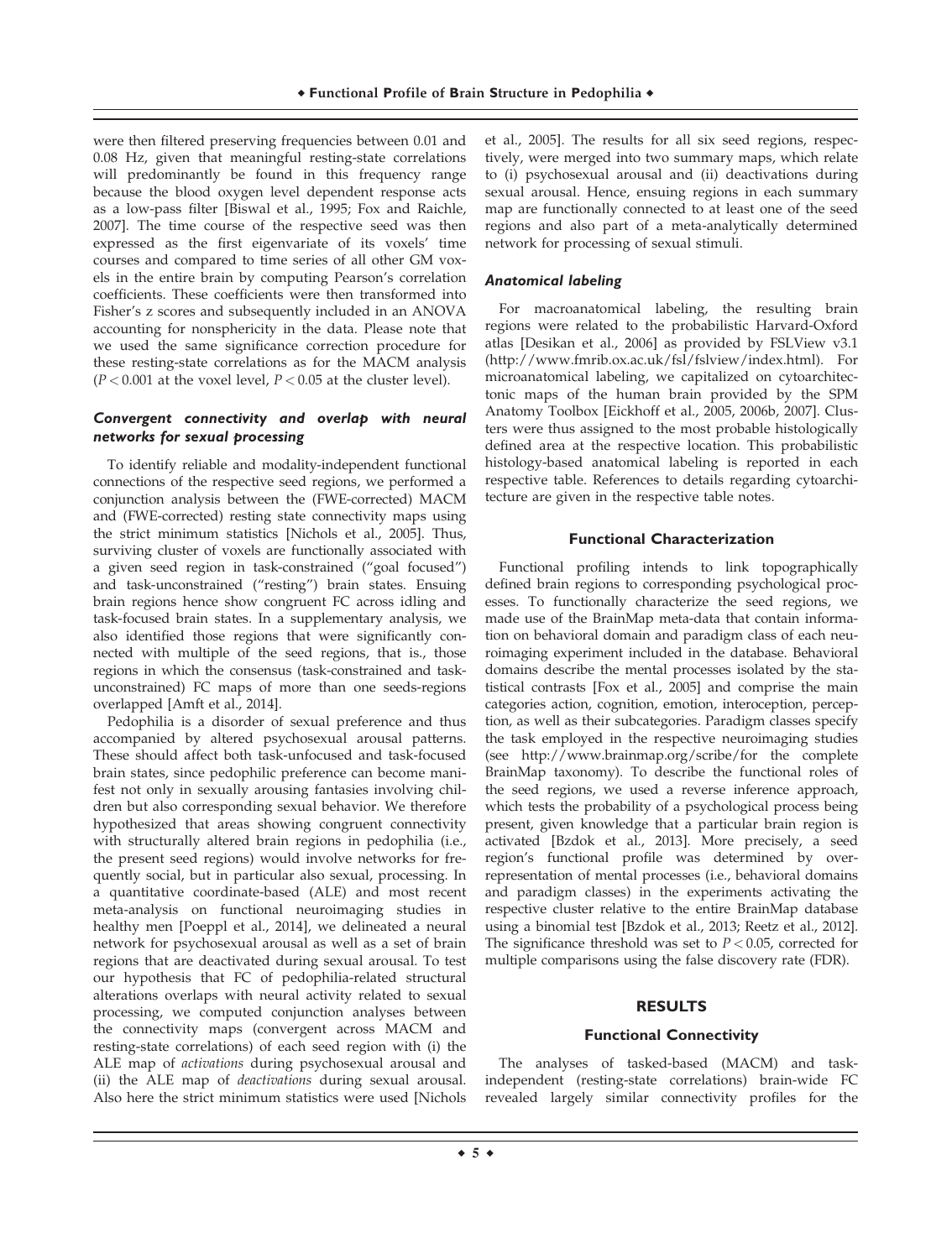were then filtered preserving frequencies between 0.01 and 0.08 Hz, given that meaningful resting-state correlations will predominantly be found in this frequency range because the blood oxygen level dependent response acts as a low-pass filter [Biswal et al., 1995; Fox and Raichle, 2007]. The time course of the respective seed was then expressed as the first eigenvariate of its voxels' time courses and compared to time series of all other GM voxels in the entire brain by computing Pearson's correlation coefficients. These coefficients were then transformed into Fisher's z scores and subsequently included in an ANOVA accounting for nonsphericity in the data. Please note that we used the same significance correction procedure for these resting-state correlations as for the MACM analysis ($P < 0.001$ at the voxel level, $P < 0.05$ at the cluster level).

#### *Convergent connectivity and overlap with neural networks for sexual processing*

To identify reliable and modality-independent functional connections of the respective seed regions, we performed a conjunction analysis between the (FWE-corrected) MACM and (FWE-corrected) resting state connectivity maps using the strict minimum statistics [Nichols et al., 2005]. Thus, surviving cluster of voxels are functionally associated with a given seed region in task-constrained ("goal focused") and task-unconstrained ("resting") brain states. Ensuing brain regions hence show congruent FC across idling and task-focused brain states. In a supplementary analysis, we also identified those regions that were significantly connected with multiple of the seed regions, that is., those regions in which the consensus (task-constrained and task-unconstrained) FC maps of more than one seeds-regions overlapped [Amft et al., 2014].

Pedophilia is a disorder of sexual preference and thus accompanied by altered psychosexual arousal patterns. These should affect both task-unfocused and task-focused brain states, since pedophilic preference can become manifest not only in sexually arousing fantasies involving children but also corresponding sexual behavior. We therefore hypothesized that areas showing congruent connectivity with structurally altered brain regions in pedophilia (i.e., the present seed regions) would involve networks for frequently social, but in particular also sexual, processing. In a quantitative coordinate-based (ALE) and most recent meta-analysis on functional neuroimaging studies in healthy men [Poeppl et al., 2014], we delineated a neural network for psychosexual arousal as well as a set of brain regions that are deactivated during sexual arousal. To test our hypothesis that FC of pedophilia-related structural alterations overlaps with neural activity related to sexual processing, we computed conjunction analyses between the connectivity maps (convergent across MACM and resting-state correlations) of each seed region with (i) the ALE map of *activations* during psychosexual arousal and (ii) the ALE map of *deactivations* during sexual arousal. Also here the strict minimum statistics were used [Nichols et al., 2005]. The results for all six seed regions, respectively, were merged into two summary maps, which relate to (i) psychosexual arousal and (ii) deactivations during sexual arousal. Hence, ensuing regions in each summary map are functionally connected to at least one of the seed regions and also part of a meta-analytically determined network for processing of sexual stimuli.

#### *Anatomical labeling*

For macroanatomical labeling, the resulting brain regions were related to the probabilistic Harvard-Oxford atlas [Desikan et al., 2006] as provided by FSLView v3.1 (http://www.fmrib.ox.ac.uk/fsl/fslview/index.html). For microanatomical labeling, we capitalized on cytoarchitectonic maps of the human brain provided by the SPM Anatomy Toolbox [Eickhoff et al., 2005, 2006b, 2007]. Clusters were thus assigned to the most probable histologically defined area at the respective location. This probabilistic histology-based anatomical labeling is reported in each respective table. References to details regarding cytoarchitecture are given in the respective table notes.

### Functional Characterization

Functional profiling intends to link topographically defined brain regions to corresponding psychological processes. To functionally characterize the seed regions, we made use of the BrainMap meta-data that contain information on behavioral domain and paradigm class of each neuroimaging experiment included in the database. Behavioral domains describe the mental processes isolated by the statistical contrasts [Fox et al., 2005] and comprise the main categories action, cognition, emotion, interoception, perception, as well as their subcategories. Paradigm classes specify the task employed in the respective neuroimaging studies (see http://www.brainmap.org/scribe/for the complete BrainMap taxonomy). To describe the functional roles of the seed regions, we used a reverse inference approach, which tests the probability of a psychological process being present, given knowledge that a particular brain region is activated [Bzdok et al., 2013]. More precisely, a seed region's functional profile was determined by overrepresentation of mental processes (i.e., behavioral domains and paradigm classes) in the experiments activating the respective cluster relative to the entire BrainMap database using a binomial test [Bzdok et al., 2013; Reetz et al., 2012]. The significance threshold was set to $P < 0.05$, corrected for multiple comparisons using the false discovery rate (FDR).

## RESULTS

### Functional Connectivity

The analyses of tasked-based (MACM) and task-independent (resting-state correlations) brain-wide FC revealed largely similar connectivity profiles for the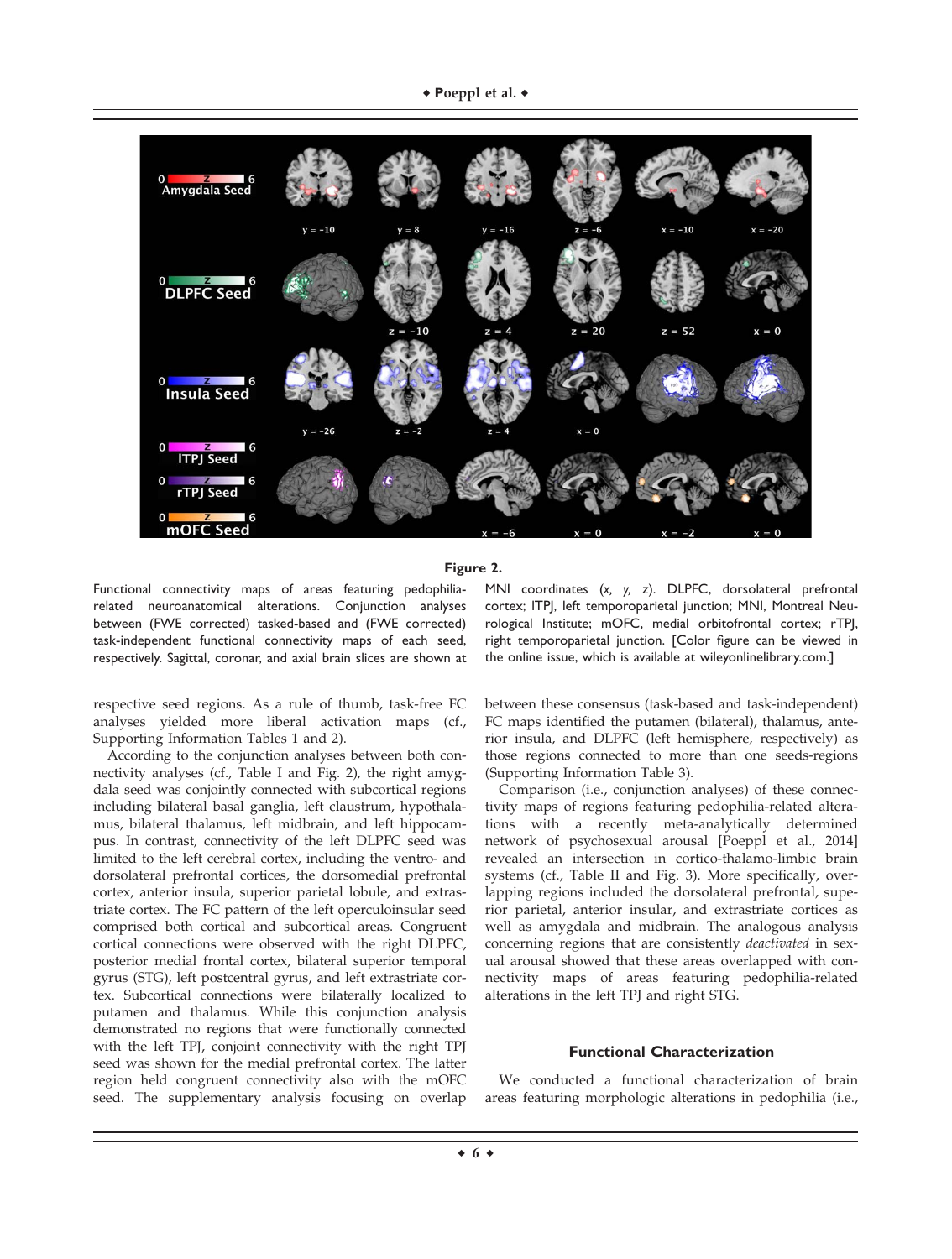**Figure 2.**

Functional connectivity maps of areas featuring pedophilia-related neuroanatomical alterations. Conjunction analyses between (FWE corrected) tasked-based and (FWE corrected) task-independent functional connectivity maps of each seed, respectively. Sagittal, coronar, and axial brain slices are shown at MNI coordinates (*x*, *y*, *z*). DLPFC, dorsolateral prefrontal cortex; lTPJ, left temporoparietal junction; MNI, Montreal Neurological Institute; mOFC, medial orbitofrontal cortex; rTPJ, right temporoparietal junction. [Color figure can be viewed in the online issue, which is available at wileyonlinelibrary.com.]

respective seed regions. As a rule of thumb, task-free FC analyses yielded more liberal activation maps (cf., Supporting Information Tables 1 and 2).

According to the conjunction analyses between both connectivity analyses (cf., Table I and Fig. 2), the right amygdala seed was conjointly connected with subcortical regions including bilateral basal ganglia, left claustrum, hypothalamus, bilateral thalamus, left midbrain, and left hippocampus. In contrast, connectivity of the left DLPFC seed was limited to the left cerebral cortex, including the ventro- and dorsolateral prefrontal cortices, the dorsomedial prefrontal cortex, anterior insula, superior parietal lobule, and extrastriate cortex. The FC pattern of the left operculoinsular seed comprised both cortical and subcortical areas. Congruent cortical connections were observed with the right DLPFC, posterior medial frontal cortex, bilateral superior temporal gyrus (STG), left postcentral gyrus, and left extrastriate cortex. Subcortical connections were bilaterally localized to putamen and thalamus. While this conjunction analysis demonstrated no regions that were functionally connected with the left TPJ, conjoint connectivity with the right TPJ seed was shown for the medial prefrontal cortex. The latter region held congruent connectivity also with the mOFC seed. The supplementary analysis focusing on overlap between these consensus (task-based and task-independent) FC maps identified the putamen (bilateral), thalamus, anterior insula, and DLPFC (left hemisphere, respectively) as those regions connected to more than one seeds-regions (Supporting Information Table 3).

Comparison (i.e., conjunction analyses) of these connectivity maps of regions featuring pedophilia-related alterations with a recently meta-analytically determined network of psychosexual arousal [Poeppl et al., 2014] revealed an intersection in cortico-thalamo-limbic brain systems (cf., Table II and Fig. 3). More specifically, overlapping regions included the dorsolateral prefrontal, superior parietal, anterior insular, and extrastriate cortices as well as amygdala and midbrain. The analogous analysis concerning regions that are consistently *deactivated* in sexual arousal showed that these areas overlapped with connectivity maps of areas featuring pedophilia-related alterations in the left TPJ and right STG.

## Functional Characterization

We conducted a functional characterization of brain areas featuring morphologic alterations in pedophilia (i.e.,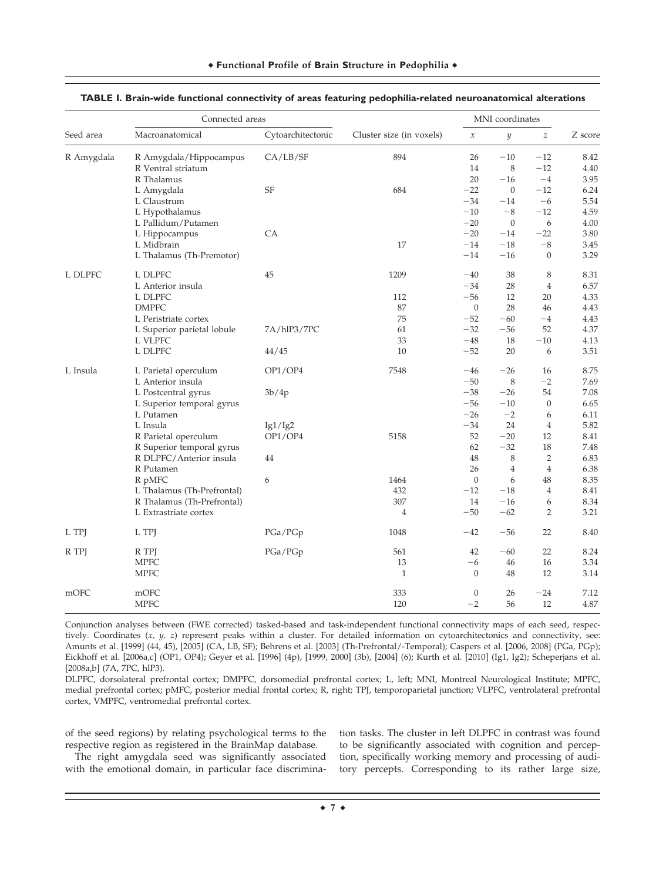**TABLE I. Brain-wide functional connectivity of areas featuring pedophilia-related neuroanatomical alterations**

| Seed area | Connected areas | | Cluster size (in voxels) | MNI coordinates | | | Z score |
|---|---|---|---|---|---|---|---|
| | Macroanatomical | Cytoarchitectonic | | *x* | *y* | *z* | |
| R Amygdala | R Amygdala/Hippocampus | CA/LB/SF | 894 | 26 | −10 | −12 | 8.42 |
| | R Ventral striatum | | | 14 | 8 | −12 | 4.40 |
| | R Thalamus | | | 20 | −16 | −4 | 3.95 |
| | L Amygdala | SF | 684 | −22 | 0 | −12 | 6.24 |
| | L Claustrum | | | −34 | −14 | −6 | 5.54 |
| | L Hypothalamus | | | −10 | −8 | −12 | 4.59 |
| | L Pallidum/Putamen | | | −20 | 0 | 6 | 4.00 |
| | L Hippocampus | CA | | −20 | −14 | −22 | 3.80 |
| | L Midbrain | | 17 | −14 | −18 | −8 | 3.45 |
| | L Thalamus (Th-Premotor) | | | −14 | −16 | 0 | 3.29 |
| L DLPFC | L DLPFC | 45 | 1209 | −40 | 38 | 8 | 8.31 |
| | L Anterior insula | | | −34 | 28 | 4 | 6.57 |
| | L DLPFC | | 112 | −56 | 12 | 20 | 4.33 |
| | DMPFC | | 87 | 0 | 28 | 46 | 4.43 |
| | L Peristriate cortex | | 75 | −52 | −60 | −4 | 4.43 |
| | L Superior parietal lobule | 7A/hIP3/7PC | 61 | −32 | −56 | 52 | 4.37 |
| | L VLPFC | | 33 | −48 | 18 | −10 | 4.13 |
| | L DLPFC | 44/45 | 10 | −52 | 20 | 6 | 3.51 |
| L Insula | L Parietal operculum | OP1/OP4 | 7548 | −46 | −26 | 16 | 8.75 |
| | L Anterior insula | | | −50 | 8 | −2 | 7.69 |
| | L Postcentral gyrus | 3b/4p | | −38 | −26 | 54 | 7.08 |
| | L Superior temporal gyrus | | | −56 | −10 | 0 | 6.65 |
| | L Putamen | | | −26 | −2 | 6 | 6.11 |
| | L Insula | Ig1/Ig2 | | −34 | 24 | 4 | 5.82 |
| | R Parietal operculum | OP1/OP4 | 5158 | 52 | −20 | 12 | 8.41 |
| | R Superior temporal gyrus | | | 62 | −32 | 18 | 7.48 |
| | R DLPFC/Anterior insula | 44 | | 48 | 8 | 2 | 6.83 |
| | R Putamen | | | 26 | 4 | 4 | 6.38 |
| | R pMFC | 6 | 1464 | 0 | 6 | 48 | 8.35 |
| | L Thalamus (Th-Prefrontal) | | 432 | −12 | −18 | 4 | 8.41 |
| | R Thalamus (Th-Prefrontal) | | 307 | 14 | −16 | 6 | 8.34 |
| | L Extrastriate cortex | | 4 | −50 | −62 | 2 | 3.21 |
| L TPJ | L TPJ | PGa/PGp | 1048 | −42 | −56 | 22 | 8.40 |
| R TPJ | R TPJ | PGa/PGp | 561 | 42 | −60 | 22 | 8.24 |
| | MPFC | | 13 | −6 | 46 | 16 | 3.34 |
| | MPFC | | 1 | 0 | 48 | 12 | 3.14 |
| mOFC | mOFC | | 333 | 0 | 26 | −24 | 7.12 |
| | MPFC | | 120 | −2 | 56 | 12 | 4.87 |

Conjunction analyses between (FWE corrected) tasked-based and task-independent functional connectivity maps of each seed, respectively. Coordinates (*x, y, z*) represent peaks within a cluster. For detailed information on cytoarchitectonics and connectivity, see: Amunts et al. [1999] (44, 45), [2005] (CA, LB, SF); Behrens et al. [2003] (Th-Prefrontal/-Temporal); Caspers et al. [2006, 2008] (PGa, PGp); Eickhoff et al. [2006a,c] (OP1, OP4); Geyer et al. [1996] (4p), [1999, 2000] (3b), [2004] (6); Kurth et al. [2010] (Ig1, Ig2); Scheperjans et al. [2008a,b] (7A, 7PC, hIP3).

DLPFC, dorsolateral prefrontal cortex; DMPFC, dorsomedial prefrontal cortex; L, left; MNI, Montreal Neurological Institute; MPFC, medial prefrontal cortex; pMFC, posterior medial frontal cortex; R, right; TPJ, temporoparietal junction; VLPFC, ventrolateral prefrontal cortex, VMPFC, ventromedial prefrontal cortex.

of the seed regions) by relating psychological terms to the respective region as registered in the BrainMap database.

The right amygdala seed was significantly associated with the emotional domain, in particular face discrimination tasks. The cluster in left DLPFC in contrast was found to be significantly associated with cognition and perception, specifically working memory and processing of auditory percepts. Corresponding to its rather large size,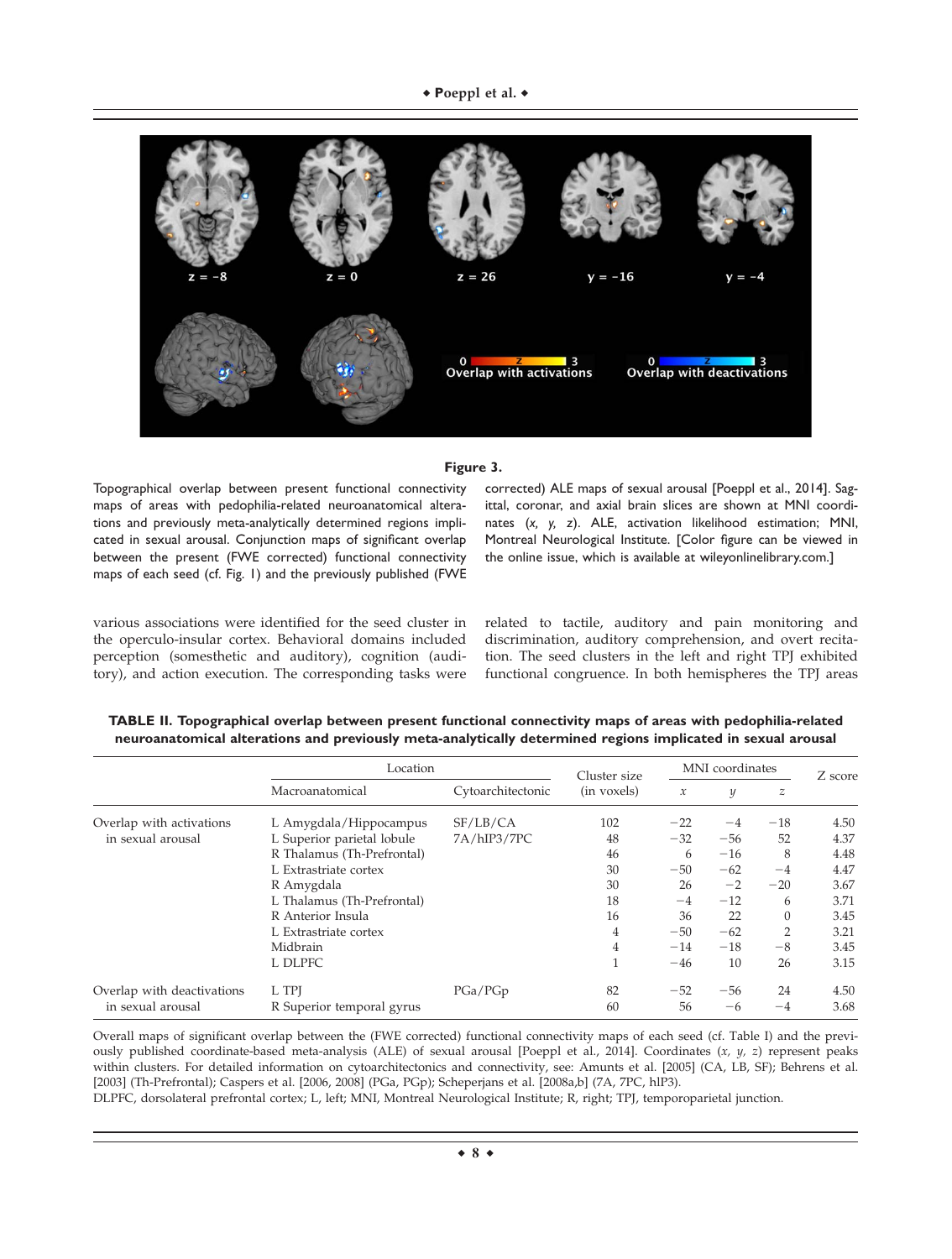**Figure 3.**

Topographical overlap between present functional connectivity maps of areas with pedophilia-related neuroanatomical alterations and previously meta-analytically determined regions implicated in sexual arousal. Conjunction maps of significant overlap between the present (FWE corrected) functional connectivity maps of each seed (cf. Fig. 1) and the previously published (FWE corrected) ALE maps of sexual arousal [Poeppl et al., 2014]. Sagittal, coronar, and axial brain slices are shown at MNI coordinates (*x*, *y*, *z*). ALE, activation likelihood estimation; MNI, Montreal Neurological Institute. [Color figure can be viewed in the online issue, which is available at wileyonlinelibrary.com.]

various associations were identified for the seed cluster in the operculo-insular cortex. Behavioral domains included perception (somesthetic and auditory), cognition (auditory), and action execution. The corresponding tasks were related to tactile, auditory and pain monitoring and discrimination, auditory comprehension, and overt recitation. The seed clusters in the left and right TPJ exhibited functional congruence. In both hemispheres the TPJ areas

**TABLE II. Topographical overlap between present functional connectivity maps of areas with pedophilia-related neuroanatomical alterations and previously meta-analytically determined regions implicated in sexual arousal**

| | Location | | Cluster size | MNI coordinates | | | Z score |
|---|---|---|---|---|---|---|---|
| | Macroanatomical | Cytoarchitectonic | (in voxels) | *x* | *y* | *z* | |
| Overlap with activations in sexual arousal | L Amygdala/Hippocampus | SF/LB/CA | 102 | −22 | −4 | −18 | 4.50 |
| | L Superior parietal lobule | 7A/hIP3/7PC | 48 | −32 | −56 | 52 | 4.37 |
| | R Thalamus (Th-Prefrontal) | | 46 | 6 | −16 | 8 | 4.48 |
| | L Extrastriate cortex | | 30 | −50 | −62 | −4 | 4.47 |
| | R Amygdala | | 30 | 26 | −2 | −20 | 3.67 |
| | L Thalamus (Th-Prefrontal) | | 18 | −4 | −12 | 6 | 3.71 |
| | R Anterior Insula | | 16 | 36 | 22 | 0 | 3.45 |
| | L Extrastriate cortex | | 4 | −50 | −62 | 2 | 3.21 |
| | Midbrain | | 4 | −14 | −18 | −8 | 3.45 |
| | L DLPFC | | 1 | −46 | 10 | 26 | 3.15 |
| Overlap with deactivations in sexual arousal | L TPJ | PGa/PGp | 82 | −52 | −56 | 24 | 4.50 |
| | R Superior temporal gyrus | | 60 | 56 | −6 | −4 | 3.68 |

Overall maps of significant overlap between the (FWE corrected) functional connectivity maps of each seed (cf. Table I) and the previously published coordinate-based meta-analysis (ALE) of sexual arousal [Poeppl et al., 2014]. Coordinates (*x*, *y*, *z*) represent peaks within clusters. For detailed information on cytoarchitectonics and connectivity, see: Amunts et al. [2005] (CA, LB, SF); Behrens et al. [2003] (Th-Prefrontal); Caspers et al. [2006, 2008] (PGa, PGp); Scheperjans et al. [2008a,b] (7A, 7PC, hIP3).
DLPFC, dorsolateral prefrontal cortex; L, left; MNI, Montreal Neurological Institute; R, right; TPJ, temporoparietal junction.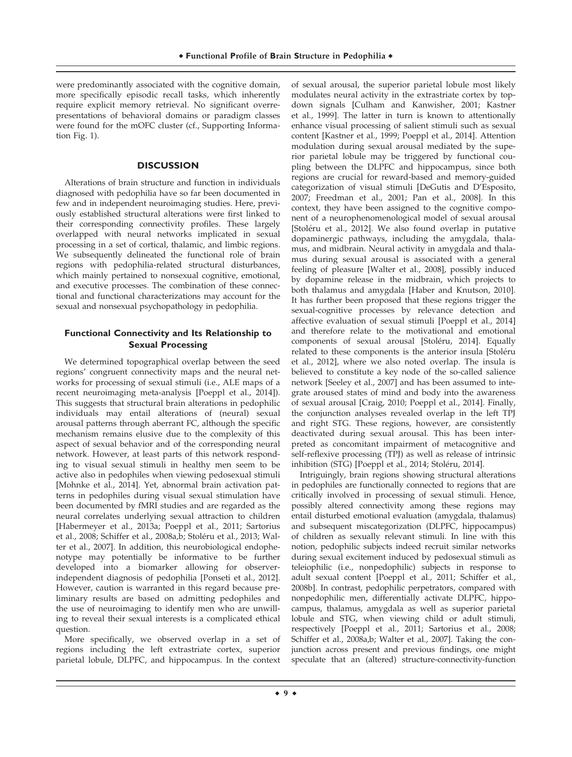were predominantly associated with the cognitive domain, more specifically episodic recall tasks, which inherently require explicit memory retrieval. No significant overrepresentations of behavioral domains or paradigm classes were found for the mOFC cluster (cf., Supporting Information Fig. 1).

## DISCUSSION

Alterations of brain structure and function in individuals diagnosed with pedophilia have so far been documented in few and in independent neuroimaging studies. Here, previously established structural alterations were first linked to their corresponding connectivity profiles. These largely overlapped with neural networks implicated in sexual processing in a set of cortical, thalamic, and limbic regions. We subsequently delineated the functional role of brain regions with pedophilia-related structural disturbances, which mainly pertained to nonsexual cognitive, emotional, and executive processes. The combination of these connectional and functional characterizations may account for the sexual and nonsexual psychopathology in pedophilia.

### Functional Connectivity and Its Relationship to Sexual Processing

We determined topographical overlap between the seed regions' congruent connectivity maps and the neural networks for processing of sexual stimuli (i.e., ALE maps of a recent neuroimaging meta-analysis [Poeppl et al., 2014]). This suggests that structural brain alterations in pedophilic individuals may entail alterations of (neural) sexual arousal patterns through aberrant FC, although the specific mechanism remains elusive due to the complexity of this aspect of sexual behavior and of the corresponding neural network. However, at least parts of this network responding to visual sexual stimuli in healthy men seem to be active also in pedophiles when viewing pedosexual stimuli [Mohnke et al., 2014]. Yet, abnormal brain activation patterns in pedophiles during visual sexual stimulation have been documented by fMRI studies and are regarded as the neural correlates underlying sexual attraction to children [Habermeyer et al., 2013a; Poeppl et al., 2011; Sartorius et al., 2008; Schiffer et al., 2008a,b; Stoléru et al., 2013; Walter et al., 2007]. In addition, this neurobiological endophenotype may potentially be informative to be further developed into a biomarker allowing for observer-independent diagnosis of pedophilia [Ponseti et al., 2012]. However, caution is warranted in this regard because preliminary results are based on admitting pedophiles and the use of neuroimaging to identify men who are unwilling to reveal their sexual interests is a complicated ethical question.

More specifically, we observed overlap in a set of regions including the left extrastriate cortex, superior parietal lobule, DLPFC, and hippocampus. In the context of sexual arousal, the superior parietal lobule most likely modulates neural activity in the extrastriate cortex by top-down signals [Culham and Kanwisher, 2001; Kastner et al., 1999]. The latter in turn is known to attentionally enhance visual processing of salient stimuli such as sexual content [Kastner et al., 1999; Poeppl et al., 2014]. Attention modulation during sexual arousal mediated by the superior parietal lobule may be triggered by functional coupling between the DLPFC and hippocampus, since both regions are crucial for reward-based and memory-guided categorization of visual stimuli [DeGutis and D'Esposito, 2007; Freedman et al., 2001; Pan et al., 2008]. In this context, they have been assigned to the cognitive component of a neurophenomenological model of sexual arousal [Stoléru et al., 2012]. We also found overlap in putative dopaminergic pathways, including the amygdala, thalamus, and midbrain. Neural activity in amygdala and thalamus during sexual arousal is associated with a general feeling of pleasure [Walter et al., 2008], possibly induced by dopamine release in the midbrain, which projects to both thalamus and amygdala [Haber and Knutson, 2010]. It has further been proposed that these regions trigger the sexual-cognitive processes by relevance detection and affective evaluation of sexual stimuli [Poeppl et al., 2014] and therefore relate to the motivational and emotional components of sexual arousal [Stoléru, 2014]. Equally related to these components is the anterior insula [Stoléru et al., 2012], where we also noted overlap. The insula is believed to constitute a key node of the so-called salience network [Seeley et al., 2007] and has been assumed to integrate aroused states of mind and body into the awareness of sexual arousal [Craig, 2010; Poeppl et al., 2014]. Finally, the conjunction analyses revealed overlap in the left TPJ and right STG. These regions, however, are consistently deactivated during sexual arousal. This has been interpreted as concomitant impairment of metacognitive and self-reflexive processing (TPJ) as well as release of intrinsic inhibition (STG) [Poeppl et al., 2014; Stoléru, 2014].

Intriguingly, brain regions showing structural alterations in pedophiles are functionally connected to regions that are critically involved in processing of sexual stimuli. Hence, possibly altered connectivity among these regions may entail disturbed emotional evaluation (amygdala, thalamus) and subsequent miscategorization (DLPFC, hippocampus) of children as sexually relevant stimuli. In line with this notion, pedophilic subjects indeed recruit similar networks during sexual excitement induced by pedosexual stimuli as teleiophilic (i.e., nonpedophilic) subjects in response to adult sexual content [Poeppl et al., 2011; Schiffer et al., 2008b]. In contrast, pedophilic perpetrators, compared with nonpedophilic men, differentially activate DLPFC, hippocampus, thalamus, amygdala as well as superior parietal lobule and STG, when viewing child or adult stimuli, respectively [Poeppl et al., 2011; Sartorius et al., 2008; Schiffer et al., 2008a,b; Walter et al., 2007]. Taking the conjunction across present and previous findings, one might speculate that an (altered) structure-connectivity-function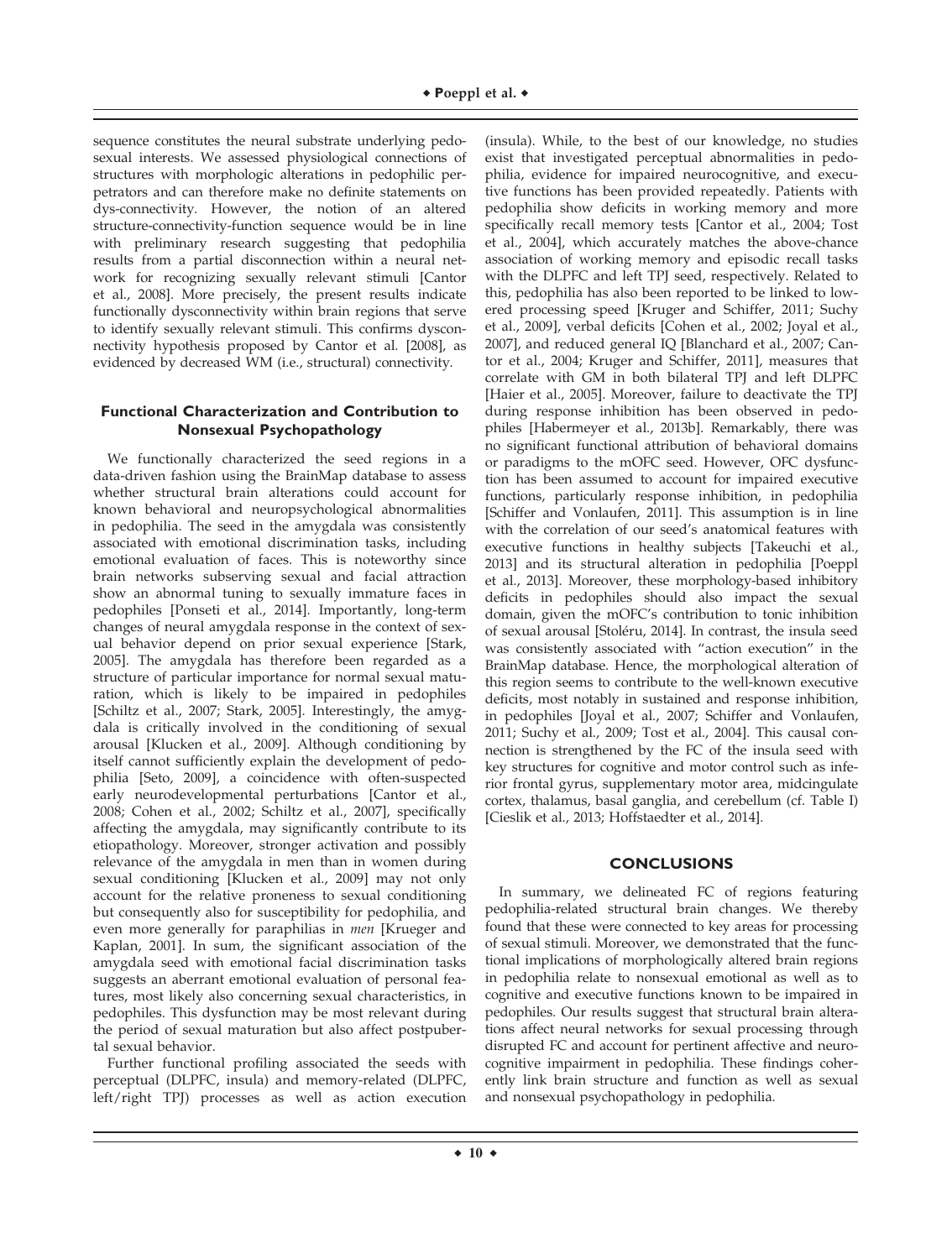sequence constitutes the neural substrate underlying pedosexual interests. We assessed physiological connections of structures with morphologic alterations in pedophilic perpetrators and can therefore make no definite statements on dys-connectivity. However, the notion of an altered structure-connectivity-function sequence would be in line with preliminary research suggesting that pedophilia results from a partial disconnection within a neural network for recognizing sexually relevant stimuli [Cantor et al., 2008]. More precisely, the present results indicate functionally dysconnectivity within brain regions that serve to identify sexually relevant stimuli. This confirms dysconnectivity hypothesis proposed by Cantor et al. [2008], as evidenced by decreased WM (i.e., structural) connectivity.

### Functional Characterization and Contribution to Nonsexual Psychopathology

We functionally characterized the seed regions in a data-driven fashion using the BrainMap database to assess whether structural brain alterations could account for known behavioral and neuropsychological abnormalities in pedophilia. The seed in the amygdala was consistently associated with emotional discrimination tasks, including emotional evaluation of faces. This is noteworthy since brain networks subserving sexual and facial attraction show an abnormal tuning to sexually immature faces in pedophiles [Ponseti et al., 2014]. Importantly, long-term changes of neural amygdala response in the context of sexual behavior depend on prior sexual experience [Stark, 2005]. The amygdala has therefore been regarded as a structure of particular importance for normal sexual maturation, which is likely to be impaired in pedophiles [Schiltz et al., 2007; Stark, 2005]. Interestingly, the amygdala is critically involved in the conditioning of sexual arousal [Klucken et al., 2009]. Although conditioning by itself cannot sufficiently explain the development of pedophilia [Seto, 2009], a coincidence with often-suspected early neurodevelopmental perturbations [Cantor et al., 2008; Cohen et al., 2002; Schiltz et al., 2007], specifically affecting the amygdala, may significantly contribute to its etiopathology. Moreover, stronger activation and possibly relevance of the amygdala in men than in women during sexual conditioning [Klucken et al., 2009] may not only account for the relative proneness to sexual conditioning but consequently also for susceptibility for pedophilia, and even more generally for paraphilias in *men* [Krueger and Kaplan, 2001]. In sum, the significant association of the amygdala seed with emotional facial discrimination tasks suggests an aberrant emotional evaluation of personal features, most likely also concerning sexual characteristics, in pedophiles. This dysfunction may be most relevant during the period of sexual maturation but also affect postpubertal sexual behavior.

Further functional profiling associated the seeds with perceptual (DLPFC, insula) and memory-related (DLPFC, left/right TPJ) processes as well as action execution (insula). While, to the best of our knowledge, no studies exist that investigated perceptual abnormalities in pedophilia, evidence for impaired neurocognitive, and executive functions has been provided repeatedly. Patients with pedophilia show deficits in working memory and more specifically recall memory tests [Cantor et al., 2004; Tost et al., 2004], which accurately matches the above-chance association of working memory and episodic recall tasks with the DLPFC and left TPJ seed, respectively. Related to this, pedophilia has also been reported to be linked to lowered processing speed [Kruger and Schiffer, 2011; Suchy et al., 2009], verbal deficits [Cohen et al., 2002; Joyal et al., 2007], and reduced general IQ [Blanchard et al., 2007; Cantor et al., 2004; Kruger and Schiffer, 2011], measures that correlate with GM in both bilateral TPJ and left DLPFC [Haier et al., 2005]. Moreover, failure to deactivate the TPJ during response inhibition has been observed in pedophiles [Habermeyer et al., 2013b]. Remarkably, there was no significant functional attribution of behavioral domains or paradigms to the mOFC seed. However, OFC dysfunction has been assumed to account for impaired executive functions, particularly response inhibition, in pedophilia [Schiffer and Vonlaufen, 2011]. This assumption is in line with the correlation of our seed's anatomical features with executive functions in healthy subjects [Takeuchi et al., 2013] and its structural alteration in pedophilia [Poeppl et al., 2013]. Moreover, these morphology-based inhibitory deficits in pedophiles should also impact the sexual domain, given the mOFC's contribution to tonic inhibition of sexual arousal [Stoléru, 2014]. In contrast, the insula seed was consistently associated with "action execution" in the BrainMap database. Hence, the morphological alteration of this region seems to contribute to the well-known executive deficits, most notably in sustained and response inhibition, in pedophiles [Joyal et al., 2007; Schiffer and Vonlaufen, 2011; Suchy et al., 2009; Tost et al., 2004]. This causal connection is strengthened by the FC of the insula seed with key structures for cognitive and motor control such as inferior frontal gyrus, supplementary motor area, midcingulate cortex, thalamus, basal ganglia, and cerebellum (cf. Table I) [Cieslik et al., 2013; Hoffstaedter et al., 2014].

## CONCLUSIONS

In summary, we delineated FC of regions featuring pedophilia-related structural brain changes. We thereby found that these were connected to key areas for processing of sexual stimuli. Moreover, we demonstrated that the functional implications of morphologically altered brain regions in pedophilia relate to nonsexual emotional as well as to cognitive and executive functions known to be impaired in pedophiles. Our results suggest that structural brain alterations affect neural networks for sexual processing through disrupted FC and account for pertinent affective and neurocognitive impairment in pedophilia. These findings coherently link brain structure and function as well as sexual and nonsexual psychopathology in pedophilia.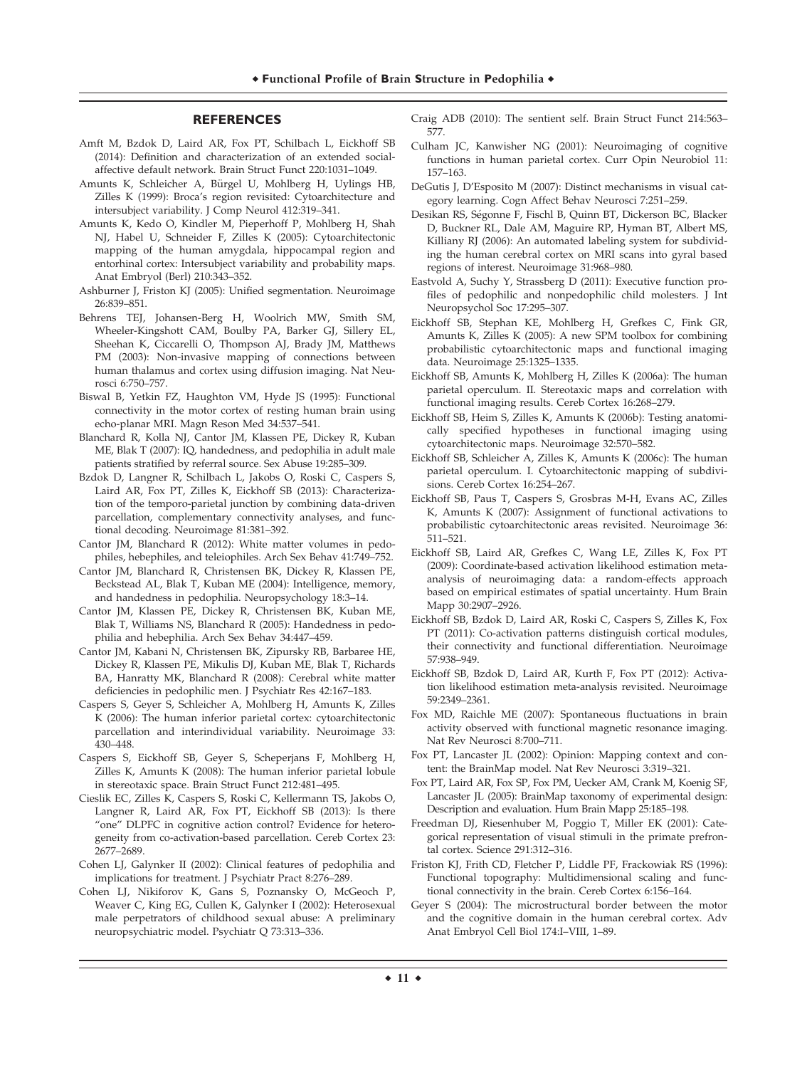## REFERENCES

Amft M, Bzdok D, Laird AR, Fox PT, Schilbach L, Eickhoff SB (2014): Definition and characterization of an extended social-affective default network. Brain Struct Funct 220:1031–1049.

Amunts K, Schleicher A, Bürgel U, Mohlberg H, Uylings HB, Zilles K (1999): Broca's region revisited: Cytoarchitecture and intersubject variability. J Comp Neurol 412:319–341.

Amunts K, Kedo O, Kindler M, Pieperhoff P, Mohlberg H, Shah NJ, Habel U, Schneider F, Zilles K (2005): Cytoarchitectonic mapping of the human amygdala, hippocampal region and entorhinal cortex: Intersubject variability and probability maps. Anat Embryol (Berl) 210:343–352.

Ashburner J, Friston KJ (2005): Unified segmentation. Neuroimage 26:839–851.

Behrens TEJ, Johansen-Berg H, Woolrich MW, Smith SM, Wheeler-Kingshott CAM, Boulby PA, Barker GJ, Sillery EL, Sheehan K, Ciccarelli O, Thompson AJ, Brady JM, Matthews PM (2003): Non-invasive mapping of connections between human thalamus and cortex using diffusion imaging. Nat Neurosci 6:750–757.

Biswal B, Yetkin FZ, Haughton VM, Hyde JS (1995): Functional connectivity in the motor cortex of resting human brain using echo-planar MRI. Magn Reson Med 34:537–541.

Blanchard R, Kolla NJ, Cantor JM, Klassen PE, Dickey R, Kuban ME, Blak T (2007): IQ, handedness, and pedophilia in adult male patients stratified by referral source. Sex Abuse 19:285–309.

Bzdok D, Langner R, Schilbach L, Jakobs O, Roski C, Caspers S, Laird AR, Fox PT, Zilles K, Eickhoff SB (2013): Characterization of the temporo-parietal junction by combining data-driven parcellation, complementary connectivity analyses, and functional decoding. Neuroimage 81:381–392.

Cantor JM, Blanchard R (2012): White matter volumes in pedophiles, hebephiles, and teleiophiles. Arch Sex Behav 41:749–752.

Cantor JM, Blanchard R, Christensen BK, Dickey R, Klassen PE, Beckstead AL, Blak T, Kuban ME (2004): Intelligence, memory, and handedness in pedophilia. Neuropsychology 18:3–14.

Cantor JM, Klassen PE, Dickey R, Christensen BK, Kuban ME, Blak T, Williams NS, Blanchard R (2005): Handedness in pedophilia and hebephilia. Arch Sex Behav 34:447–459.

Cantor JM, Kabani N, Christensen BK, Zipursky RB, Barbaree HE, Dickey R, Klassen PE, Mikulis DJ, Kuban ME, Blak T, Richards BA, Hanratty MK, Blanchard R (2008): Cerebral white matter deficiencies in pedophilic men. J Psychiatr Res 42:167–183.

Caspers S, Geyer S, Schleicher A, Mohlberg H, Amunts K, Zilles K (2006): The human inferior parietal cortex: cytoarchitectonic parcellation and interindividual variability. Neuroimage 33: 430–448.

Caspers S, Eickhoff SB, Geyer S, Scheperjans F, Mohlberg H, Zilles K, Amunts K (2008): The human inferior parietal lobule in stereotaxic space. Brain Struct Funct 212:481–495.

Cieslik EC, Zilles K, Caspers S, Roski C, Kellermann TS, Jakobs O, Langner R, Laird AR, Fox PT, Eickhoff SB (2013): Is there "one" DLPFC in cognitive action control? Evidence for heterogeneity from co-activation-based parcellation. Cereb Cortex 23: 2677–2689.

Cohen LJ, Galynker II (2002): Clinical features of pedophilia and implications for treatment. J Psychiatr Pract 8:276–289.

Cohen LJ, Nikiforov K, Gans S, Poznansky O, McGeoch P, Weaver C, King EG, Cullen K, Galynker I (2002): Heterosexual male perpetrators of childhood sexual abuse: A preliminary neuropsychiatric model. Psychiatr Q 73:313–336.

Craig ADB (2010): The sentient self. Brain Struct Funct 214:563–577.

Culham JC, Kanwisher NG (2001): Neuroimaging of cognitive functions in human parietal cortex. Curr Opin Neurobiol 11: 157–163.

DeGutis J, D'Esposito M (2007): Distinct mechanisms in visual category learning. Cogn Affect Behav Neurosci 7:251–259.

Desikan RS, Ségonne F, Fischl B, Quinn BT, Dickerson BC, Blacker D, Buckner RL, Dale AM, Maguire RP, Hyman BT, Albert MS, Killiany RJ (2006): An automated labeling system for subdividing the human cerebral cortex on MRI scans into gyral based regions of interest. Neuroimage 31:968–980.

Eastvold A, Suchy Y, Strassberg D (2011): Executive function profiles of pedophilic and nonpedophilic child molesters. J Int Neuropsychol Soc 17:295–307.

Eickhoff SB, Stephan KE, Mohlberg H, Grefkes C, Fink GR, Amunts K, Zilles K (2005): A new SPM toolbox for combining probabilistic cytoarchitectonic maps and functional imaging data. Neuroimage 25:1325–1335.

Eickhoff SB, Amunts K, Mohlberg H, Zilles K (2006a): The human parietal operculum. II. Stereotaxic maps and correlation with functional imaging results. Cereb Cortex 16:268–279.

Eickhoff SB, Heim S, Zilles K, Amunts K (2006b): Testing anatomically specified hypotheses in functional imaging using cytoarchitectonic maps. Neuroimage 32:570–582.

Eickhoff SB, Schleicher A, Zilles K, Amunts K (2006c): The human parietal operculum. I. Cytoarchitectonic mapping of subdivisions. Cereb Cortex 16:254–267.

Eickhoff SB, Paus T, Caspers S, Grosbras M-H, Evans AC, Zilles K, Amunts K (2007): Assignment of functional activations to probabilistic cytoarchitectonic areas revisited. Neuroimage 36: 511–521.

Eickhoff SB, Laird AR, Grefkes C, Wang LE, Zilles K, Fox PT (2009): Coordinate-based activation likelihood estimation meta-analysis of neuroimaging data: a random-effects approach based on empirical estimates of spatial uncertainty. Hum Brain Mapp 30:2907–2926.

Eickhoff SB, Bzdok D, Laird AR, Roski C, Caspers S, Zilles K, Fox PT (2011): Co-activation patterns distinguish cortical modules, their connectivity and functional differentiation. Neuroimage 57:938–949.

Eickhoff SB, Bzdok D, Laird AR, Kurth F, Fox PT (2012): Activation likelihood estimation meta-analysis revisited. Neuroimage 59:2349–2361.

Fox MD, Raichle ME (2007): Spontaneous fluctuations in brain activity observed with functional magnetic resonance imaging. Nat Rev Neurosci 8:700–711.

Fox PT, Lancaster JL (2002): Opinion: Mapping context and content: the BrainMap model. Nat Rev Neurosci 3:319–321.

Fox PT, Laird AR, Fox SP, Fox PM, Uecker AM, Crank M, Koenig SF, Lancaster JL (2005): BrainMap taxonomy of experimental design: Description and evaluation. Hum Brain Mapp 25:185–198.

Freedman DJ, Riesenhuber M, Poggio T, Miller EK (2001): Categorical representation of visual stimuli in the primate prefrontal cortex. Science 291:312–316.

Friston KJ, Frith CD, Fletcher P, Liddle PF, Frackowiak RS (1996): Functional topography: Multidimensional scaling and functional connectivity in the brain. Cereb Cortex 6:156–164.

Geyer S (2004): The microstructural border between the motor and the cognitive domain in the human cerebral cortex. Adv Anat Embryol Cell Biol 174:I–VIII, 1–89.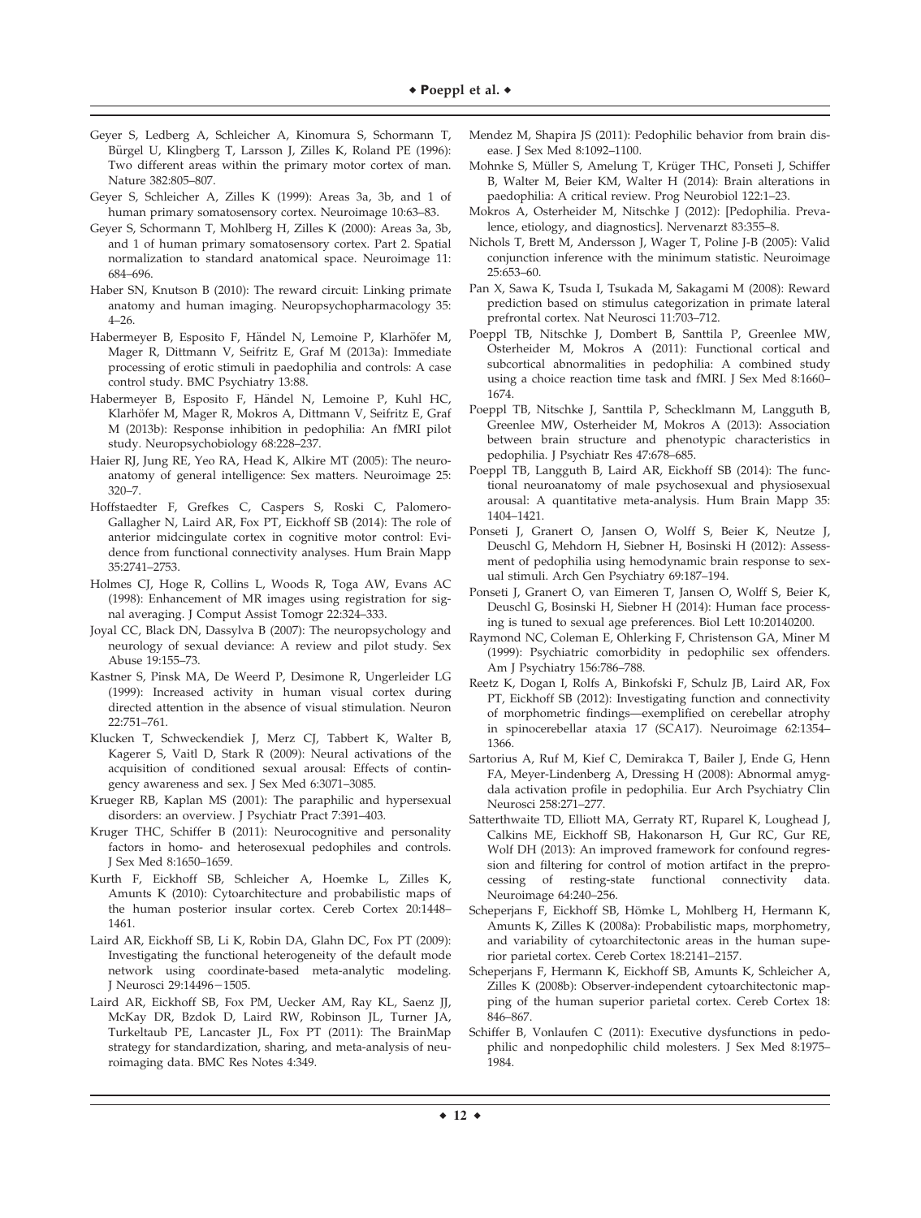Geyer S, Ledberg A, Schleicher A, Kinomura S, Schormann T, Bürgel U, Klingberg T, Larsson J, Zilles K, Roland PE (1996): Two different areas within the primary motor cortex of man. Nature 382:805–807.

Geyer S, Schleicher A, Zilles K (1999): Areas 3a, 3b, and 1 of human primary somatosensory cortex. Neuroimage 10:63–83.

Geyer S, Schormann T, Mohlberg H, Zilles K (2000): Areas 3a, 3b, and 1 of human primary somatosensory cortex. Part 2. Spatial normalization to standard anatomical space. Neuroimage 11: 684–696.

Haber SN, Knutson B (2010): The reward circuit: Linking primate anatomy and human imaging. Neuropsychopharmacology 35: 4–26.

Habermeyer B, Esposito F, Händel N, Lemoine P, Klarhöfer M, Mager R, Dittmann V, Seifritz E, Graf M (2013a): Immediate processing of erotic stimuli in paedophilia and controls: A case control study. BMC Psychiatry 13:88.

Habermeyer B, Esposito F, Händel N, Lemoine P, Kuhl HC, Klarhöfer M, Mager R, Mokros A, Dittmann V, Seifritz E, Graf M (2013b): Response inhibition in pedophilia: An fMRI pilot study. Neuropsychobiology 68:228–237.

Haier RJ, Jung RE, Yeo RA, Head K, Alkire MT (2005): The neuroanatomy of general intelligence: Sex matters. Neuroimage 25: 320–7.

Hoffstaedter F, Grefkes C, Caspers S, Roski C, Palomero-Gallagher N, Laird AR, Fox PT, Eickhoff SB (2014): The role of anterior midcingulate cortex in cognitive motor control: Evidence from functional connectivity analyses. Hum Brain Mapp 35:2741–2753.

Holmes CJ, Hoge R, Collins L, Woods R, Toga AW, Evans AC (1998): Enhancement of MR images using registration for signal averaging. J Comput Assist Tomogr 22:324–333.

Joyal CC, Black DN, Dassylva B (2007): The neuropsychology and neurology of sexual deviance: A review and pilot study. Sex Abuse 19:155–73.

Kastner S, Pinsk MA, De Weerd P, Desimone R, Ungerleider LG (1999): Increased activity in human visual cortex during directed attention in the absence of visual stimulation. Neuron 22:751–761.

Klucken T, Schweckendiek J, Merz CJ, Tabbert K, Walter B, Kagerer S, Vaitl D, Stark R (2009): Neural activations of the acquisition of conditioned sexual arousal: Effects of contingency awareness and sex. J Sex Med 6:3071–3085.

Krueger RB, Kaplan MS (2001): The paraphilic and hypersexual disorders: an overview. J Psychiatr Pract 7:391–403.

Kruger THC, Schiffer B (2011): Neurocognitive and personality factors in homo- and heterosexual pedophiles and controls. J Sex Med 8:1650–1659.

Kurth F, Eickhoff SB, Schleicher A, Hoemke L, Zilles K, Amunts K (2010): Cytoarchitecture and probabilistic maps of the human posterior insular cortex. Cereb Cortex 20:1448–1461.

Laird AR, Eickhoff SB, Li K, Robin DA, Glahn DC, Fox PT (2009): Investigating the functional heterogeneity of the default mode network using coordinate-based meta-analytic modeling. J Neurosci 29:14496−1505.

Laird AR, Eickhoff SB, Fox PM, Uecker AM, Ray KL, Saenz JJ, McKay DR, Bzdok D, Laird RW, Robinson JL, Turner JA, Turkeltaub PE, Lancaster JL, Fox PT (2011): The BrainMap strategy for standardization, sharing, and meta-analysis of neuroimaging data. BMC Res Notes 4:349.

Mendez M, Shapira JS (2011): Pedophilic behavior from brain disease. J Sex Med 8:1092–1100.

Mohnke S, Müller S, Amelung T, Krüger THC, Ponseti J, Schiffer B, Walter M, Beier KM, Walter H (2014): Brain alterations in paedophilia: A critical review. Prog Neurobiol 122:1–23.

Mokros A, Osterheider M, Nitschke J (2012): [Pedophilia. Prevalence, etiology, and diagnostics]. Nervenarzt 83:355–8.

Nichols T, Brett M, Andersson J, Wager T, Poline J-B (2005): Valid conjunction inference with the minimum statistic. Neuroimage 25:653–60.

Pan X, Sawa K, Tsuda I, Tsukada M, Sakagami M (2008): Reward prediction based on stimulus categorization in primate lateral prefrontal cortex. Nat Neurosci 11:703–712.

Poeppl TB, Nitschke J, Dombert B, Santtila P, Greenlee MW, Osterheider M, Mokros A (2011): Functional cortical and subcortical abnormalities in pedophilia: A combined study using a choice reaction time task and fMRI. J Sex Med 8:1660–1674.

Poeppl TB, Nitschke J, Santtila P, Schecklmann M, Langguth B, Greenlee MW, Osterheider M, Mokros A (2013): Association between brain structure and phenotypic characteristics in pedophilia. J Psychiatr Res 47:678–685.

Poeppl TB, Langguth B, Laird AR, Eickhoff SB (2014): The functional neuroanatomy of male psychosexual and physiosexual arousal: A quantitative meta-analysis. Hum Brain Mapp 35: 1404–1421.

Ponseti J, Granert O, Jansen O, Wolff S, Beier K, Neutze J, Deuschl G, Mehdorn H, Siebner H, Bosinski H (2012): Assessment of pedophilia using hemodynamic brain response to sexual stimuli. Arch Gen Psychiatry 69:187–194.

Ponseti J, Granert O, van Eimeren T, Jansen O, Wolff S, Beier K, Deuschl G, Bosinski H, Siebner H (2014): Human face processing is tuned to sexual age preferences. Biol Lett 10:20140200.

Raymond NC, Coleman E, Ohlerking F, Christenson GA, Miner M (1999): Psychiatric comorbidity in pedophilic sex offenders. Am J Psychiatry 156:786–788.

Reetz K, Dogan I, Rolfs A, Binkofski F, Schulz JB, Laird AR, Fox PT, Eickhoff SB (2012): Investigating function and connectivity of morphometric findings—exemplified on cerebellar atrophy in spinocerebellar ataxia 17 (SCA17). Neuroimage 62:1354–1366.

Sartorius A, Ruf M, Kief C, Demirakca T, Bailer J, Ende G, Henn FA, Meyer-Lindenberg A, Dressing H (2008): Abnormal amygdala activation profile in pedophilia. Eur Arch Psychiatry Clin Neurosci 258:271–277.

Satterthwaite TD, Elliott MA, Gerraty RT, Ruparel K, Loughead J, Calkins ME, Eickhoff SB, Hakonarson H, Gur RC, Gur RE, Wolf DH (2013): An improved framework for confound regression and filtering for control of motion artifact in the preprocessing of resting-state functional connectivity data. Neuroimage 64:240–256.

Scheperjans F, Eickhoff SB, Hömke L, Mohlberg H, Hermann K, Amunts K, Zilles K (2008a): Probabilistic maps, morphometry, and variability of cytoarchitectonic areas in the human superior parietal cortex. Cereb Cortex 18:2141–2157.

Scheperjans F, Hermann K, Eickhoff SB, Amunts K, Schleicher A, Zilles K (2008b): Observer-independent cytoarchitectonic mapping of the human superior parietal cortex. Cereb Cortex 18: 846–867.

Schiffer B, Vonlaufen C (2011): Executive dysfunctions in pedophilic and nonpedophilic child molesters. J Sex Med 8:1975–1984.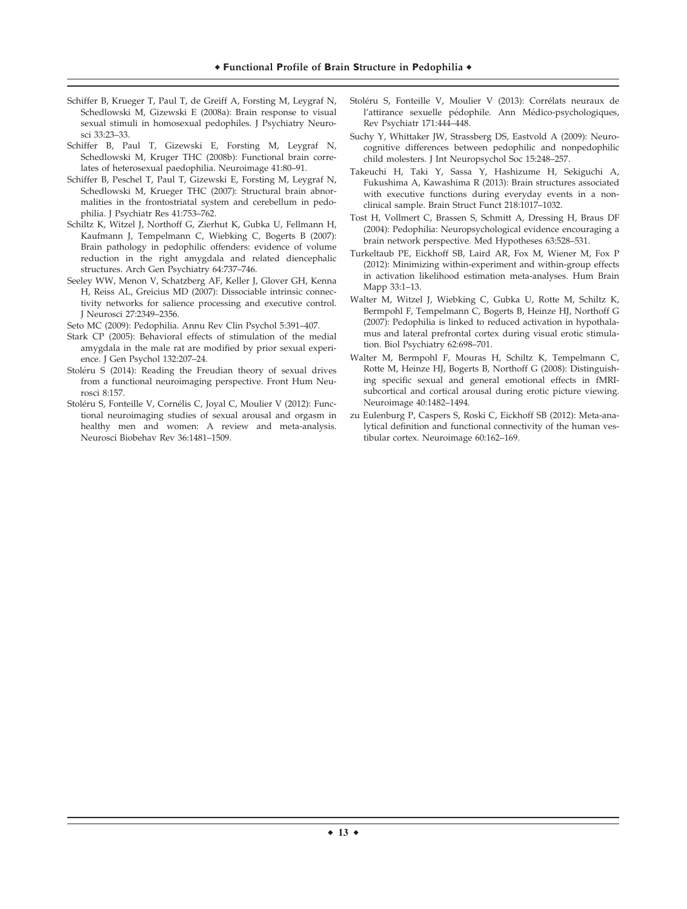Schiffer B, Krueger T, Paul T, de Greiff A, Forsting M, Leygraf N, Schedlowski M, Gizewski E (2008a): Brain response to visual sexual stimuli in homosexual pedophiles. J Psychiatry Neurosci 33:23–33.

Schiffer B, Paul T, Gizewski E, Forsting M, Leygraf N, Schedlowski M, Kruger THC (2008b): Functional brain correlates of heterosexual paedophilia. Neuroimage 41:80–91.

Schiffer B, Peschel T, Paul T, Gizewski E, Forsting M, Leygraf N, Schedlowski M, Krueger THC (2007): Structural brain abnormalities in the frontostriatal system and cerebellum in pedophilia. J Psychiatr Res 41:753–762.

Schiltz K, Witzel J, Northoff G, Zierhut K, Gubka U, Fellmann H, Kaufmann J, Tempelmann C, Wiebking C, Bogerts B (2007): Brain pathology in pedophilic offenders: evidence of volume reduction in the right amygdala and related diencephalic structures. Arch Gen Psychiatry 64:737–746.

Seeley WW, Menon V, Schatzberg AF, Keller J, Glover GH, Kenna H, Reiss AL, Greicius MD (2007): Dissociable intrinsic connectivity networks for salience processing and executive control. J Neurosci 27:2349–2356.

Seto MC (2009): Pedophilia. Annu Rev Clin Psychol 5:391–407.

Stark CP (2005): Behavioral effects of stimulation of the medial amygdala in the male rat are modified by prior sexual experience. J Gen Psychol 132:207–24.

Stoléru S (2014): Reading the Freudian theory of sexual drives from a functional neuroimaging perspective. Front Hum Neurosci 8:157.

Stoléru S, Fonteille V, Cornélis C, Joyal C, Moulier V (2012): Functional neuroimaging studies of sexual arousal and orgasm in healthy men and women: A review and meta-analysis. Neurosci Biobehav Rev 36:1481–1509.

Stoléru S, Fonteille V, Moulier V (2013): Corrélats neuraux de l'attirance sexuelle pédophile. Ann Médico-psychologiques, Rev Psychiatr 171:444–448.

Suchy Y, Whittaker JW, Strassberg DS, Eastvold A (2009): Neurocognitive differences between pedophilic and nonpedophilic child molesters. J Int Neuropsychol Soc 15:248–257.

Takeuchi H, Taki Y, Sassa Y, Hashizume H, Sekiguchi A, Fukushima A, Kawashima R (2013): Brain structures associated with executive functions during everyday events in a nonclinical sample. Brain Struct Funct 218:1017–1032.

Tost H, Vollmert C, Brassen S, Schmitt A, Dressing H, Braus DF (2004): Pedophilia: Neuropsychological evidence encouraging a brain network perspective. Med Hypotheses 63:528–531.

Turkeltaub PE, Eickhoff SB, Laird AR, Fox M, Wiener M, Fox P (2012): Minimizing within-experiment and within-group effects in activation likelihood estimation meta-analyses. Hum Brain Mapp 33:1–13.

Walter M, Witzel J, Wiebking C, Gubka U, Rotte M, Schiltz K, Bermpohl F, Tempelmann C, Bogerts B, Heinze HJ, Northoff G (2007): Pedophilia is linked to reduced activation in hypothalamus and lateral prefrontal cortex during visual erotic stimulation. Biol Psychiatry 62:698–701.

Walter M, Bermpohl F, Mouras H, Schiltz K, Tempelmann C, Rotte M, Heinze HJ, Bogerts B, Northoff G (2008): Distinguishing specific sexual and general emotional effects in fMRI-subcortical and cortical arousal during erotic picture viewing. Neuroimage 40:1482–1494.

zu Eulenburg P, Caspers S, Roski C, Eickhoff SB (2012): Meta-analytical definition and functional connectivity of the human vestibular cortex. Neuroimage 60:162–169.